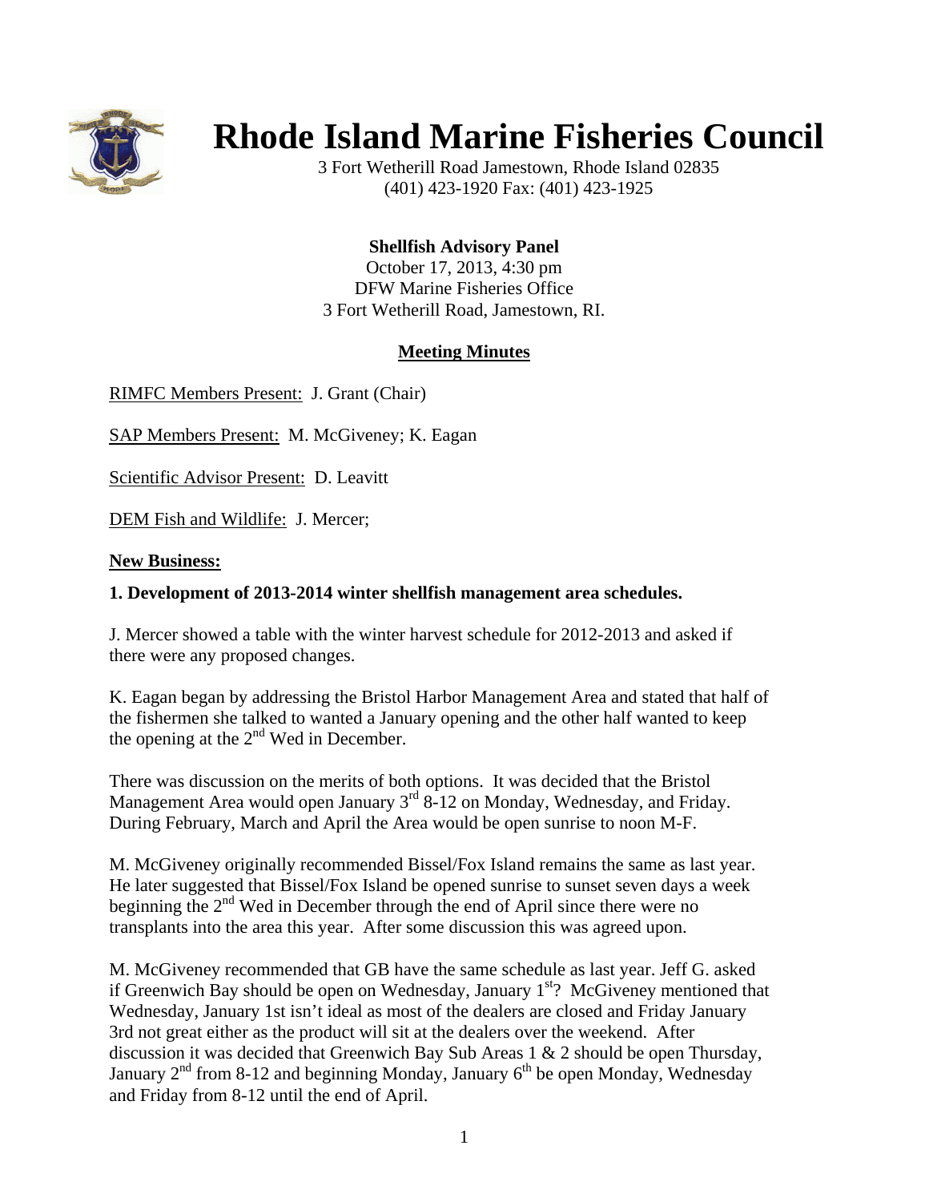# Rhode Island Marine Fisheries Council

3 Fort Wetherill Road Jamestown, Rhode Island 02835
(401) 423-1920 Fax: (401) 423-1925

**Shellfish Advisory Panel**
October 17, 2013, 4:30 pm
DFW Marine Fisheries Office
3 Fort Wetherill Road, Jamestown, RI.

## Meeting Minutes

RIMFC Members Present: J. Grant (Chair)

SAP Members Present: M. McGiveney; K. Eagan

Scientific Advisor Present: D. Leavitt

DEM Fish and Wildlife: J. Mercer;

**New Business:**

**1. Development of 2013-2014 winter shellfish management area schedules.**

J. Mercer showed a table with the winter harvest schedule for 2012-2013 and asked if there were any proposed changes.

K. Eagan began by addressing the Bristol Harbor Management Area and stated that half of the fishermen she talked to wanted a January opening and the other half wanted to keep the opening at the 2nd Wed in December.

There was discussion on the merits of both options. It was decided that the Bristol Management Area would open January 3rd 8-12 on Monday, Wednesday, and Friday. During February, March and April the Area would be open sunrise to noon M-F.

M. McGiveney originally recommended Bissel/Fox Island remains the same as last year. He later suggested that Bissel/Fox Island be opened sunrise to sunset seven days a week beginning the 2nd Wed in December through the end of April since there were no transplants into the area this year. After some discussion this was agreed upon.

M. McGiveney recommended that GB have the same schedule as last year. Jeff G. asked if Greenwich Bay should be open on Wednesday, January 1st? McGiveney mentioned that Wednesday, January 1st isn't ideal as most of the dealers are closed and Friday January 3rd not great either as the product will sit at the dealers over the weekend. After discussion it was decided that Greenwich Bay Sub Areas 1 & 2 should be open Thursday, January 2nd from 8-12 and beginning Monday, January 6th be open Monday, Wednesday and Friday from 8-12 until the end of April.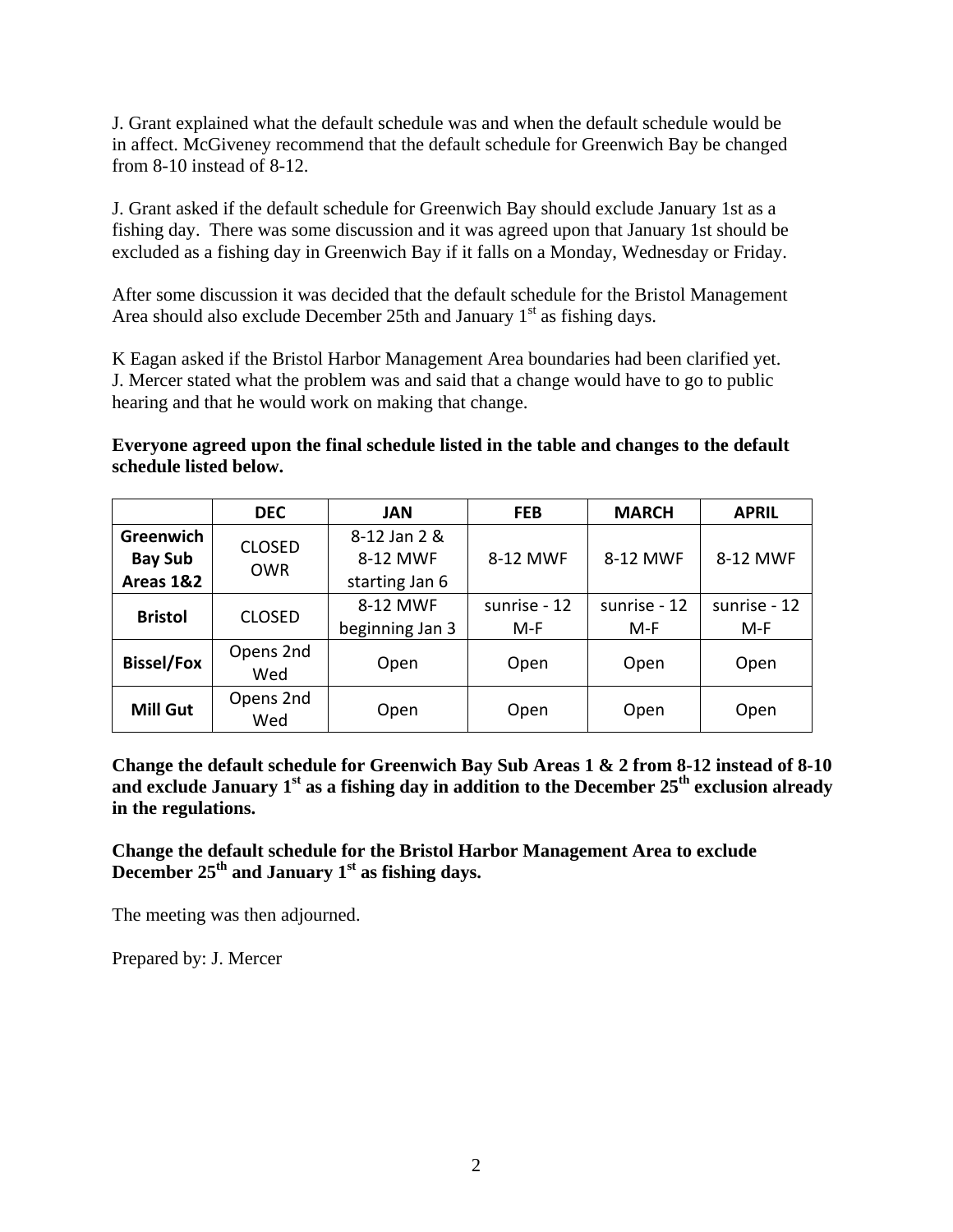J. Grant explained what the default schedule was and when the default schedule would be in affect. McGiveney recommend that the default schedule for Greenwich Bay be changed from 8-10 instead of 8-12.

J. Grant asked if the default schedule for Greenwich Bay should exclude January 1st as a fishing day. There was some discussion and it was agreed upon that January 1st should be excluded as a fishing day in Greenwich Bay if it falls on a Monday, Wednesday or Friday.

After some discussion it was decided that the default schedule for the Bristol Management Area should also exclude December 25th and January 1st as fishing days.

K Eagan asked if the Bristol Harbor Management Area boundaries had been clarified yet. J. Mercer stated what the problem was and said that a change would have to go to public hearing and that he would work on making that change.

**Everyone agreed upon the final schedule listed in the table and changes to the default schedule listed below.**

| | DEC | JAN | FEB | MARCH | APRIL |
|---|---|---|---|---|---|
| **Greenwich Bay Sub Areas 1&2** | CLOSED OWR | 8-12 Jan 2 & 8-12 MWF starting Jan 6 | 8-12 MWF | 8-12 MWF | 8-12 MWF |
| **Bristol** | CLOSED | 8-12 MWF beginning Jan 3 | sunrise - 12 M-F | sunrise - 12 M-F | sunrise - 12 M-F |
| **Bissel/Fox** | Opens 2nd Wed | Open | Open | Open | Open |
| **Mill Gut** | Opens 2nd Wed | Open | Open | Open | Open |

**Change the default schedule for Greenwich Bay Sub Areas 1 & 2 from 8-12 instead of 8-10 and exclude January 1st as a fishing day in addition to the December 25th exclusion already in the regulations.**

**Change the default schedule for the Bristol Harbor Management Area to exclude December 25th and January 1st as fishing days.**

The meeting was then adjourned.

Prepared by: J. Mercer